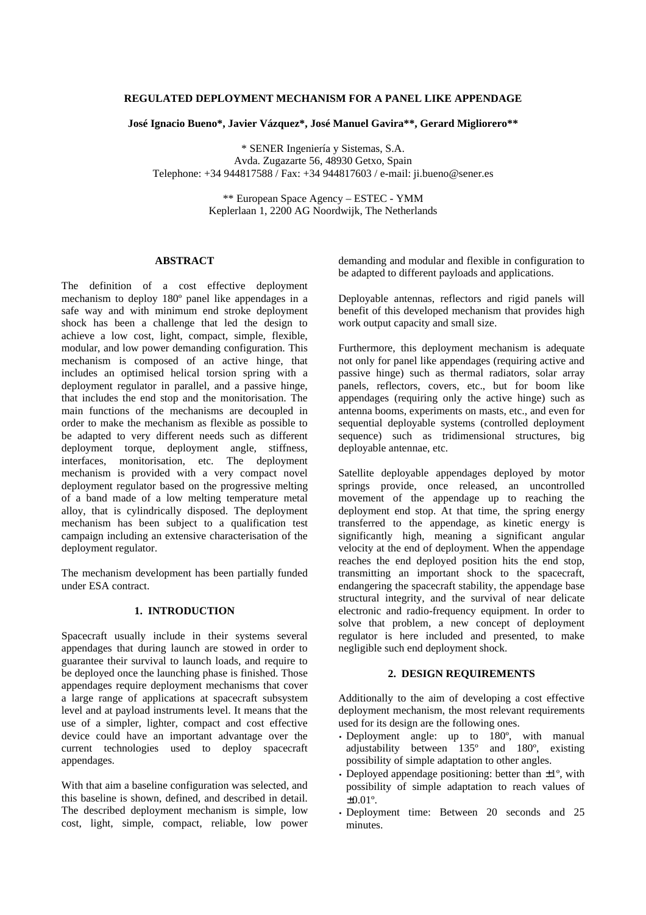# REGULATED DEPLOYMENT MECHANISM FOR A PANEL LIKE APPENDAGE

**José Ignacio Bueno\*, Javier Vázquez\*, José Manuel Gavira\*\*, Gerard Migliorero\*\***

\* SENER Ingeniería y Sistemas, S.A.
Avda. Zugazarte 56, 48930 Getxo, Spain
Telephone: +34 944817588 / Fax: +34 944817603 / e-mail: ji.bueno@sener.es

\*\* European Space Agency – ESTEC - YMM
Keplerlaan 1, 2200 AG Noordwijk, The Netherlands

## ABSTRACT

The definition of a cost effective deployment mechanism to deploy 180º panel like appendages in a safe way and with minimum end stroke deployment shock has been a challenge that led the design to achieve a low cost, light, compact, simple, flexible, modular, and low power demanding configuration. This mechanism is composed of an active hinge, that includes an optimised helical torsion spring with a deployment regulator in parallel, and a passive hinge, that includes the end stop and the monitorisation. The main functions of the mechanisms are decoupled in order to make the mechanism as flexible as possible to be adapted to very different needs such as different deployment torque, deployment angle, stiffness, interfaces, monitorisation, etc. The deployment mechanism is provided with a very compact novel deployment regulator based on the progressive melting of a band made of a low melting temperature metal alloy, that is cylindrically disposed. The deployment mechanism has been subject to a qualification test campaign including an extensive characterisation of the deployment regulator.

The mechanism development has been partially funded under ESA contract.

## 1. INTRODUCTION

Spacecraft usually include in their systems several appendages that during launch are stowed in order to guarantee their survival to launch loads, and require to be deployed once the launching phase is finished. Those appendages require deployment mechanisms that cover a large range of applications at spacecraft subsystem level and at payload instruments level. It means that the use of a simpler, lighter, compact and cost effective device could have an important advantage over the current technologies used to deploy spacecraft appendages.

With that aim a baseline configuration was selected, and this baseline is shown, defined, and described in detail. The described deployment mechanism is simple, low cost, light, simple, compact, reliable, low power demanding and modular and flexible in configuration to be adapted to different payloads and applications.

Deployable antennas, reflectors and rigid panels will benefit of this developed mechanism that provides high work output capacity and small size.

Furthermore, this deployment mechanism is adequate not only for panel like appendages (requiring active and passive hinge) such as thermal radiators, solar array panels, reflectors, covers, etc., but for boom like appendages (requiring only the active hinge) such as antenna booms, experiments on masts, etc., and even for sequential deployable systems (controlled deployment sequence) such as tridimensional structures, big deployable antennae, etc.

Satellite deployable appendages deployed by motor springs provide, once released, an uncontrolled movement of the appendage up to reaching the deployment end stop. At that time, the spring energy transferred to the appendage, as kinetic energy is significantly high, meaning a significant angular velocity at the end of deployment. When the appendage reaches the end deployed position hits the end stop, transmitting an important shock to the spacecraft, endangering the spacecraft stability, the appendage base structural integrity, and the survival of near delicate electronic and radio-frequency equipment. In order to solve that problem, a new concept of deployment regulator is here included and presented, to make negligible such end deployment shock.

## 2. DESIGN REQUIREMENTS

Additionally to the aim of developing a cost effective deployment mechanism, the most relevant requirements used for its design are the following ones.

- Deployment angle: up to 180º, with manual adjustability between 135º and 180º, existing possibility of simple adaptation to other angles.
- Deployed appendage positioning: better than ±1º, with possibility of simple adaptation to reach values of ±0.01º.
- Deployment time: Between 20 seconds and 25 minutes.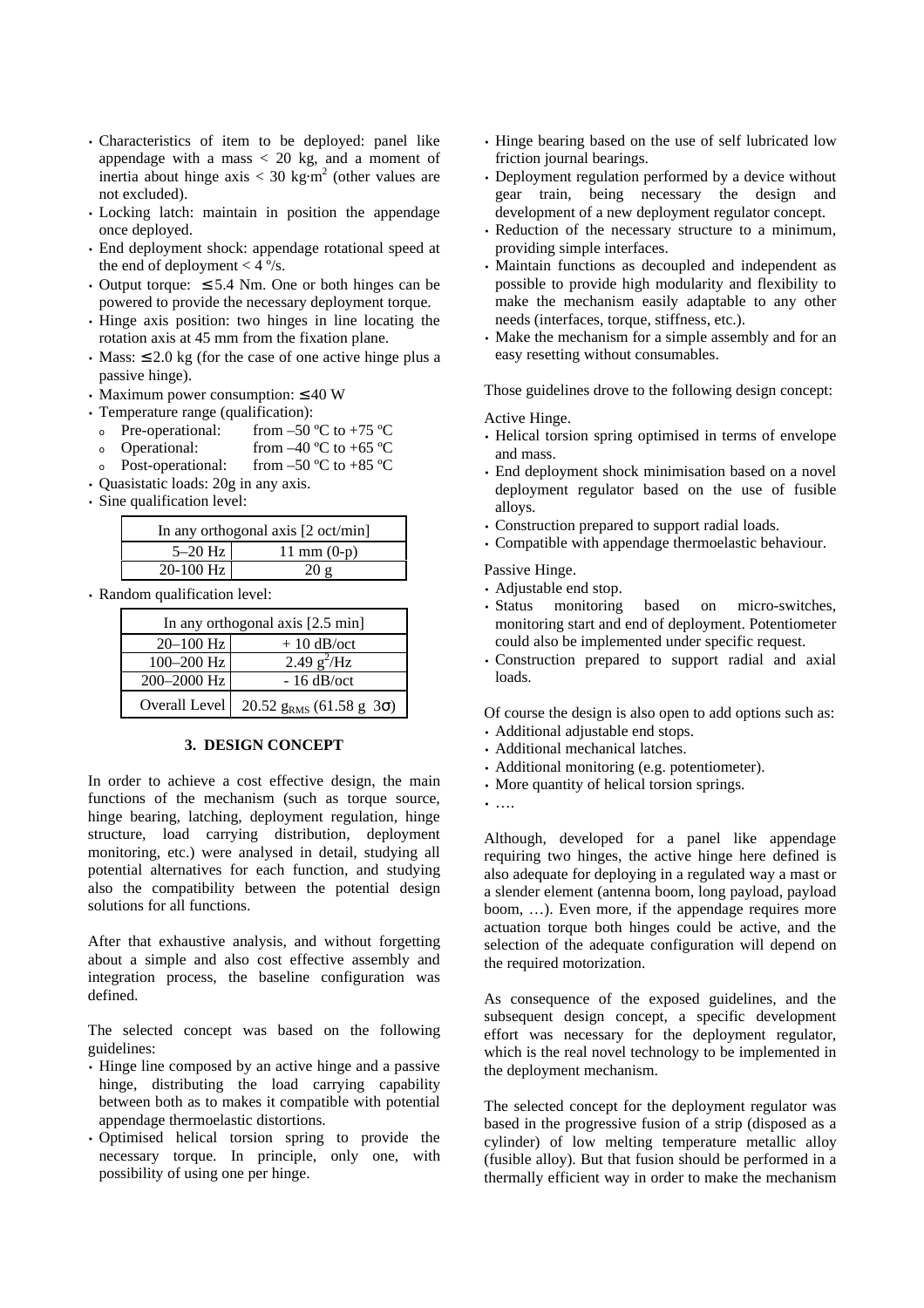- Characteristics of item to be deployed: panel like appendage with a mass < 20 kg, and a moment of inertia about hinge axis < 30 kg·m$^2$ (other values are not excluded).
- Locking latch: maintain in position the appendage once deployed.
- End deployment shock: appendage rotational speed at the end of deployment < 4 º/s.
- Output torque: ≤ 5.4 Nm. One or both hinges can be powered to provide the necessary deployment torque.
- Hinge axis position: two hinges in line locating the rotation axis at 45 mm from the fixation plane.
- Mass: ≤ 2.0 kg (for the case of one active hinge plus a passive hinge).
- Maximum power consumption: ≤ 40 W
- Temperature range (qualification):
  - Pre-operational: from –50 ºC to +75 ºC
  - Operational: from –40 ºC to +65 ºC
  - Post-operational: from –50 ºC to +85 ºC
- Quasistatic loads: 20g in any axis.
- Sine qualification level:

| In any orthogonal axis [2 oct/min] | |
|---|---|
| 5–20 Hz | 11 mm (0-p) |
| 20-100 Hz | 20 g |

- Random qualification level:

| In any orthogonal axis [2.5 min] | |
|---|---|
| 20–100 Hz | + 10 dB/oct |
| 100–200 Hz | 2.49 $g^2$/Hz |
| 200–2000 Hz | - 16 dB/oct |
| Overall Level | 20.52 $g_{RMS}$ (61.58 g 3σ) |

## 3. DESIGN CONCEPT

In order to achieve a cost effective design, the main functions of the mechanism (such as torque source, hinge bearing, latching, deployment regulation, hinge structure, load carrying distribution, deployment monitoring, etc.) were analysed in detail, studying all potential alternatives for each function, and studying also the compatibility between the potential design solutions for all functions.

After that exhaustive analysis, and without forgetting about a simple and also cost effective assembly and integration process, the baseline configuration was defined.

The selected concept was based on the following guidelines:

- Hinge line composed by an active hinge and a passive hinge, distributing the load carrying capability between both as to makes it compatible with potential appendage thermoelastic distortions.
- Optimised helical torsion spring to provide the necessary torque. In principle, only one, with possibility of using one per hinge.
- Hinge bearing based on the use of self lubricated low friction journal bearings.
- Deployment regulation performed by a device without gear train, being necessary the design and development of a new deployment regulator concept.
- Reduction of the necessary structure to a minimum, providing simple interfaces.
- Maintain functions as decoupled and independent as possible to provide high modularity and flexibility to make the mechanism easily adaptable to any other needs (interfaces, torque, stiffness, etc.).
- Make the mechanism for a simple assembly and for an easy resetting without consumables.

Those guidelines drove to the following design concept:

Active Hinge.

- Helical torsion spring optimised in terms of envelope and mass.
- End deployment shock minimisation based on a novel deployment regulator based on the use of fusible alloys.
- Construction prepared to support radial loads.
- Compatible with appendage thermoelastic behaviour.

Passive Hinge.

- Adjustable end stop.
- Status monitoring based on micro-switches, monitoring start and end of deployment. Potentiometer could also be implemented under specific request.
- Construction prepared to support radial and axial loads.

Of course the design is also open to add options such as:

- Additional adjustable end stops.
- Additional mechanical latches.
- Additional monitoring (e.g. potentiometer).
- More quantity of helical torsion springs.
- ….

Although, developed for a panel like appendage requiring two hinges, the active hinge here defined is also adequate for deploying in a regulated way a mast or a slender element (antenna boom, long payload, payload boom, …). Even more, if the appendage requires more actuation torque both hinges could be active, and the selection of the adequate configuration will depend on the required motorization.

As consequence of the exposed guidelines, and the subsequent design concept, a specific development effort was necessary for the deployment regulator, which is the real novel technology to be implemented in the deployment mechanism.

The selected concept for the deployment regulator was based in the progressive fusion of a strip (disposed as a cylinder) of low melting temperature metallic alloy (fusible alloy). But that fusion should be performed in a thermally efficient way in order to make the mechanism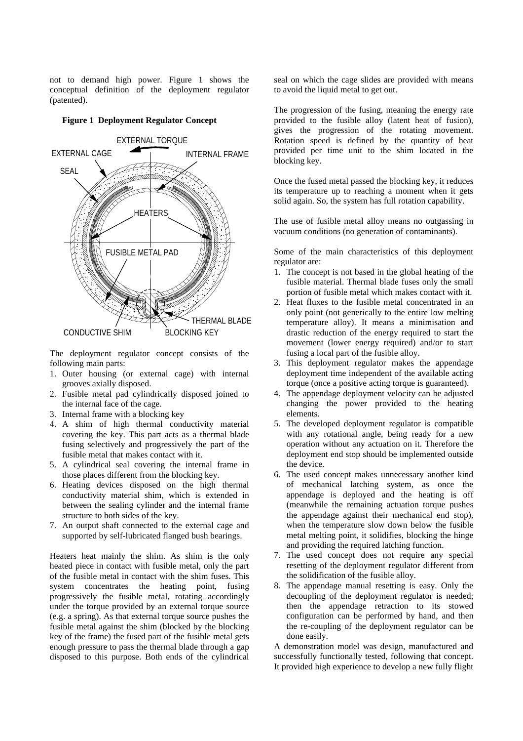not to demand high power. Figure 1 shows the conceptual definition of the deployment regulator (patented).

**Figure 1 Deployment Regulator Concept**

EXTERNAL TORQUE
EXTERNAL CAGE
INTERNAL FRAME
SEAL
HEATERS
FUSIBLE METAL PAD
THERMAL BLADE
CONDUCTIVE SHIM
BLOCKING KEY

The deployment regulator concept consists of the following main parts:

1. Outer housing (or external cage) with internal grooves axially disposed.
2. Fusible metal pad cylindrically disposed joined to the internal face of the cage.
3. Internal frame with a blocking key
4. A shim of high thermal conductivity material covering the key. This part acts as a thermal blade fusing selectively and progressively the part of the fusible metal that makes contact with it.
5. A cylindrical seal covering the internal frame in those places different from the blocking key.
6. Heating devices disposed on the high thermal conductivity material shim, which is extended in between the sealing cylinder and the internal frame structure to both sides of the key.
7. An output shaft connected to the external cage and supported by self-lubricated flanged bush bearings.

Heaters heat mainly the shim. As shim is the only heated piece in contact with fusible metal, only the part of the fusible metal in contact with the shim fuses. This system concentrates the heating point, fusing progressively the fusible metal, rotating accordingly under the torque provided by an external torque source (e.g. a spring). As that external torque source pushes the fusible metal against the shim (blocked by the blocking key of the frame) the fused part of the fusible metal gets enough pressure to pass the thermal blade through a gap disposed to this purpose. Both ends of the cylindrical seal on which the cage slides are provided with means to avoid the liquid metal to get out.

The progression of the fusing, meaning the energy rate provided to the fusible alloy (latent heat of fusion), gives the progression of the rotating movement. Rotation speed is defined by the quantity of heat provided per time unit to the shim located in the blocking key.

Once the fused metal passed the blocking key, it reduces its temperature up to reaching a moment when it gets solid again. So, the system has full rotation capability.

The use of fusible metal alloy means no outgassing in vacuum conditions (no generation of contaminants).

Some of the main characteristics of this deployment regulator are:

1. The concept is not based in the global heating of the fusible material. Thermal blade fuses only the small portion of fusible metal which makes contact with it.
2. Heat fluxes to the fusible metal concentrated in an only point (not generically to the entire low melting temperature alloy). It means a minimisation and drastic reduction of the energy required to start the movement (lower energy required) and/or to start fusing a local part of the fusible alloy.
3. This deployment regulator makes the appendage deployment time independent of the available acting torque (once a positive acting torque is guaranteed).
4. The appendage deployment velocity can be adjusted changing the power provided to the heating elements.
5. The developed deployment regulator is compatible with any rotational angle, being ready for a new operation without any actuation on it. Therefore the deployment end stop should be implemented outside the device.
6. The used concept makes unnecessary another kind of mechanical latching system, as once the appendage is deployed and the heating is off (meanwhile the remaining actuation torque pushes the appendage against their mechanical end stop), when the temperature slow down below the fusible metal melting point, it solidifies, blocking the hinge and providing the required latching function.
7. The used concept does not require any special resetting of the deployment regulator different from the solidification of the fusible alloy.
8. The appendage manual resetting is easy. Only the decoupling of the deployment regulator is needed; then the appendage retraction to its stowed configuration can be performed by hand, and then the re-coupling of the deployment regulator can be done easily.

A demonstration model was design, manufactured and successfully functionally tested, following that concept. It provided high experience to develop a new fully flight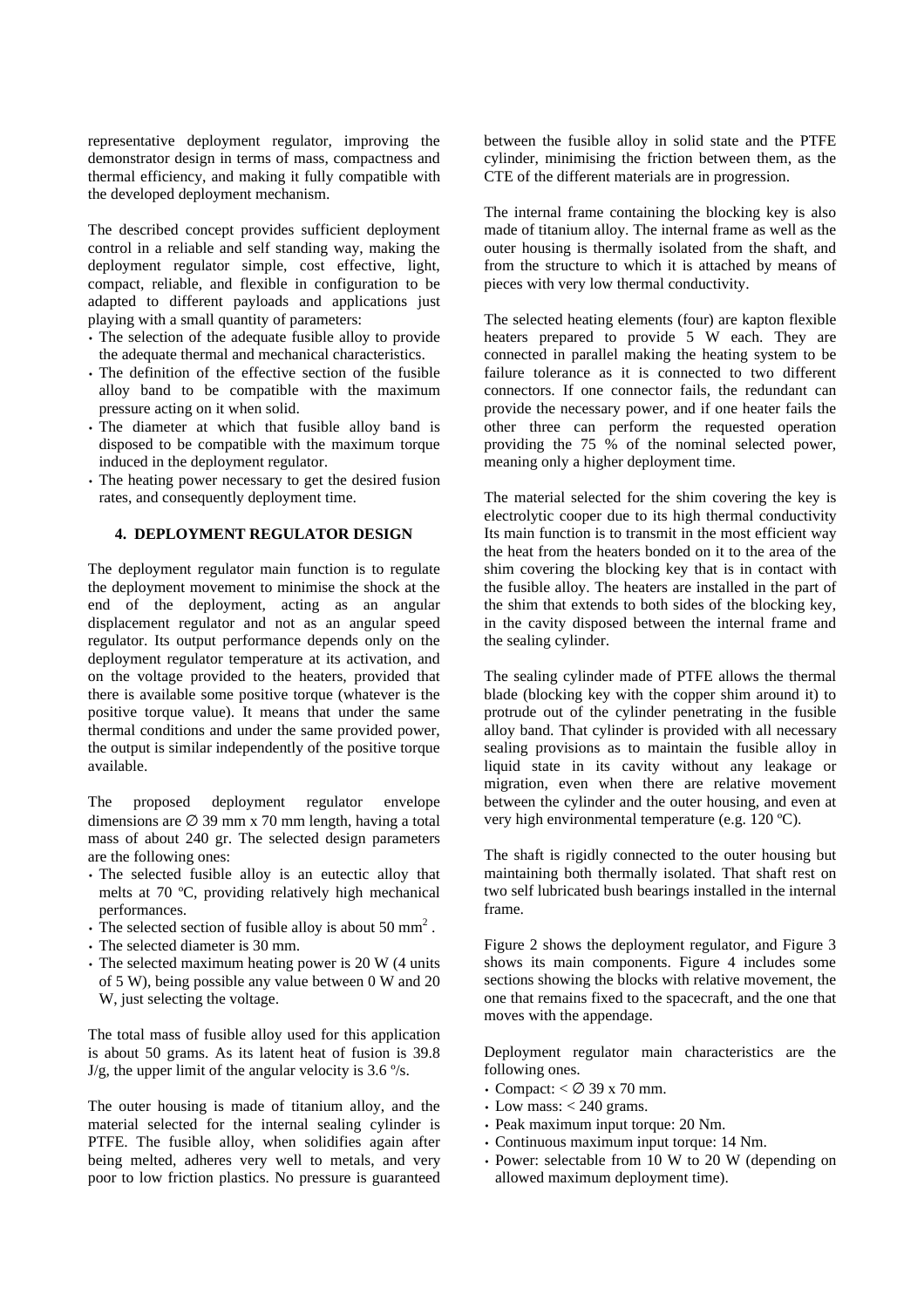representative deployment regulator, improving the demonstrator design in terms of mass, compactness and thermal efficiency, and making it fully compatible with the developed deployment mechanism.

The described concept provides sufficient deployment control in a reliable and self standing way, making the deployment regulator simple, cost effective, light, compact, reliable, and flexible in configuration to be adapted to different payloads and applications just playing with a small quantity of parameters:

- The selection of the adequate fusible alloy to provide the adequate thermal and mechanical characteristics.
- The definition of the effective section of the fusible alloy band to be compatible with the maximum pressure acting on it when solid.
- The diameter at which that fusible alloy band is disposed to be compatible with the maximum torque induced in the deployment regulator.
- The heating power necessary to get the desired fusion rates, and consequently deployment time.

## 4. DEPLOYMENT REGULATOR DESIGN

The deployment regulator main function is to regulate the deployment movement to minimise the shock at the end of the deployment, acting as an angular displacement regulator and not as an angular speed regulator. Its output performance depends only on the deployment regulator temperature at its activation, and on the voltage provided to the heaters, provided that there is available some positive torque (whatever is the positive torque value). It means that under the same thermal conditions and under the same provided power, the output is similar independently of the positive torque available.

The proposed deployment regulator envelope dimensions are ∅ 39 mm x 70 mm length, having a total mass of about 240 gr. The selected design parameters are the following ones:

- The selected fusible alloy is an eutectic alloy that melts at 70 ºC, providing relatively high mechanical performances.
- The selected section of fusible alloy is about 50 $mm^2$ .
- The selected diameter is 30 mm.
- The selected maximum heating power is 20 W (4 units of 5 W), being possible any value between 0 W and 20 W, just selecting the voltage.

The total mass of fusible alloy used for this application is about 50 grams. As its latent heat of fusion is 39.8 J/g, the upper limit of the angular velocity is 3.6 º/s.

The outer housing is made of titanium alloy, and the material selected for the internal sealing cylinder is PTFE. The fusible alloy, when solidifies again after being melted, adheres very well to metals, and very poor to low friction plastics. No pressure is guaranteed between the fusible alloy in solid state and the PTFE cylinder, minimising the friction between them, as the CTE of the different materials are in progression.

The internal frame containing the blocking key is also made of titanium alloy. The internal frame as well as the outer housing is thermally isolated from the shaft, and from the structure to which it is attached by means of pieces with very low thermal conductivity.

The selected heating elements (four) are kapton flexible heaters prepared to provide 5 W each. They are connected in parallel making the heating system to be failure tolerance as it is connected to two different connectors. If one connector fails, the redundant can provide the necessary power, and if one heater fails the other three can perform the requested operation providing the 75 % of the nominal selected power, meaning only a higher deployment time.

The material selected for the shim covering the key is electrolytic cooper due to its high thermal conductivity Its main function is to transmit in the most efficient way the heat from the heaters bonded on it to the area of the shim covering the blocking key that is in contact with the fusible alloy. The heaters are installed in the part of the shim that extends to both sides of the blocking key, in the cavity disposed between the internal frame and the sealing cylinder.

The sealing cylinder made of PTFE allows the thermal blade (blocking key with the copper shim around it) to protrude out of the cylinder penetrating in the fusible alloy band. That cylinder is provided with all necessary sealing provisions as to maintain the fusible alloy in liquid state in its cavity without any leakage or migration, even when there are relative movement between the cylinder and the outer housing, and even at very high environmental temperature (e.g. 120 ºC).

The shaft is rigidly connected to the outer housing but maintaining both thermally isolated. That shaft rest on two self lubricated bush bearings installed in the internal frame.

Figure 2 shows the deployment regulator, and Figure 3 shows its main components. Figure 4 includes some sections showing the blocks with relative movement, the one that remains fixed to the spacecraft, and the one that moves with the appendage.

Deployment regulator main characteristics are the following ones.

- Compact: < ∅ 39 x 70 mm.
- Low mass: < 240 grams.
- Peak maximum input torque: 20 Nm.
- Continuous maximum input torque: 14 Nm.
- Power: selectable from 10 W to 20 W (depending on allowed maximum deployment time).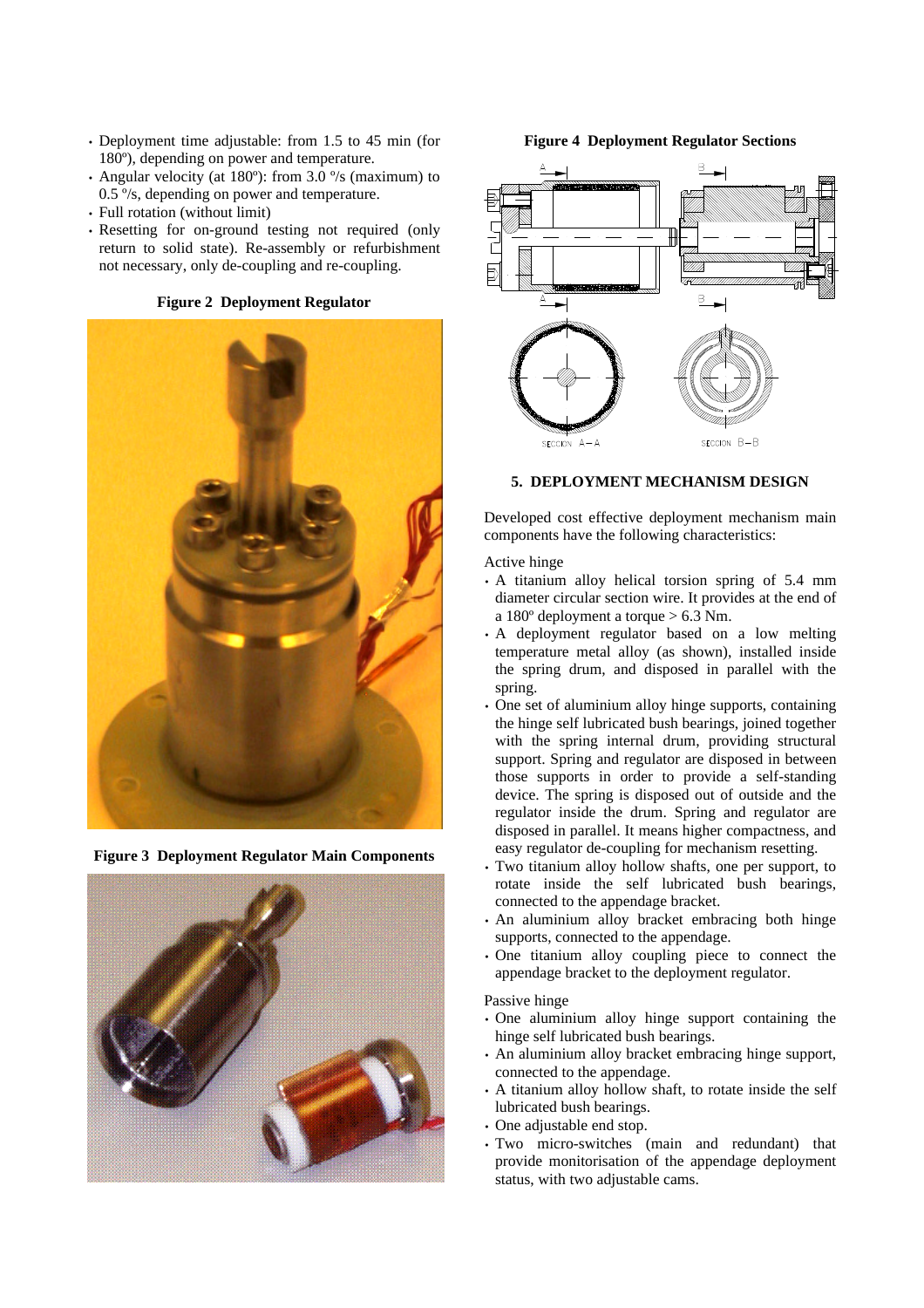- Deployment time adjustable: from 1.5 to 45 min (for 180º), depending on power and temperature.
- Angular velocity (at 180º): from 3.0 º/s (maximum) to 0.5 º/s, depending on power and temperature.
- Full rotation (without limit)
- Resetting for on-ground testing not required (only return to solid state). Re-assembly or refurbishment not necessary, only de-coupling and re-coupling.

**Figure 2 Deployment Regulator**

**Figure 3 Deployment Regulator Main Components**

**Figure 4 Deployment Regulator Sections**

## 5. DEPLOYMENT MECHANISM DESIGN

Developed cost effective deployment mechanism main components have the following characteristics:

Active hinge

- A titanium alloy helical torsion spring of 5.4 mm diameter circular section wire. It provides at the end of a 180º deployment a torque > 6.3 Nm.
- A deployment regulator based on a low melting temperature metal alloy (as shown), installed inside the spring drum, and disposed in parallel with the spring.
- One set of aluminium alloy hinge supports, containing the hinge self lubricated bush bearings, joined together with the spring internal drum, providing structural support. Spring and regulator are disposed in between those supports in order to provide a self-standing device. The spring is disposed out of outside and the regulator inside the drum. Spring and regulator are disposed in parallel. It means higher compactness, and easy regulator de-coupling for mechanism resetting.
- Two titanium alloy hollow shafts, one per support, to rotate inside the self lubricated bush bearings, connected to the appendage bracket.
- An aluminium alloy bracket embracing both hinge supports, connected to the appendage.
- One titanium alloy coupling piece to connect the appendage bracket to the deployment regulator.

Passive hinge

- One aluminium alloy hinge support containing the hinge self lubricated bush bearings.
- An aluminium alloy bracket embracing hinge support, connected to the appendage.
- A titanium alloy hollow shaft, to rotate inside the self lubricated bush bearings.
- One adjustable end stop.
- Two micro-switches (main and redundant) that provide monitorisation of the appendage deployment status, with two adjustable cams.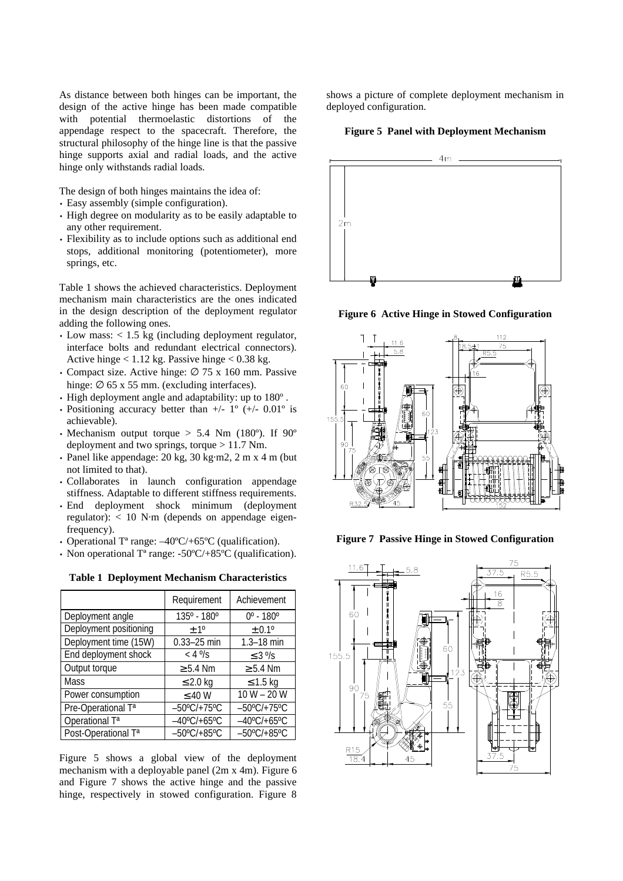As distance between both hinges can be important, the design of the active hinge has been made compatible with potential thermoelastic distortions of the appendage respect to the spacecraft. Therefore, the structural philosophy of the hinge line is that the passive hinge supports axial and radial loads, and the active hinge only withstands radial loads.

The design of both hinges maintains the idea of:

- Easy assembly (simple configuration).
- High degree on modularity as to be easily adaptable to any other requirement.
- Flexibility as to include options such as additional end stops, additional monitoring (potentiometer), more springs, etc.

Table 1 shows the achieved characteristics. Deployment mechanism main characteristics are the ones indicated in the design description of the deployment regulator adding the following ones.

- Low mass: < 1.5 kg (including deployment regulator, interface bolts and redundant electrical connectors). Active hinge < 1.12 kg. Passive hinge < 0.38 kg.
- Compact size. Active hinge: ∅ 75 x 160 mm. Passive hinge: ∅ 65 x 55 mm. (excluding interfaces).
- High deployment angle and adaptability: up to 180º .
- Positioning accuracy better than +/- 1º (+/- 0.01º is achievable).
- Mechanism output torque > 5.4 Nm (180º). If 90º deployment and two springs, torque > 11.7 Nm.
- Panel like appendage: 20 kg, 30 kg·m2, 2 m x 4 m (but not limited to that).
- Collaborates in launch configuration appendage stiffness. Adaptable to different stiffness requirements.
- End deployment shock minimum (deployment regulator): < 10 N·m (depends on appendage eigen-frequency).
- Operational Tª range: –40ºC/+65ºC (qualification).
- Non operational Tª range: -50ºC/+85ºC (qualification).

**Table 1 Deployment Mechanism Characteristics**

| | Requirement | Achievement |
|---|---|---|
| Deployment angle | 135º - 180º | 0º - 180º |
| Deployment positioning | ± 1º | ± 0.1º |
| Deployment time (15W) | 0.33–25 min | 1.3–18 min |
| End deployment shock | < 4 º/s | ≤ 3 º/s |
| Output torque | ≥ 5.4 Nm | ≥ 5.4 Nm |
| Mass | ≤ 2.0 kg | ≤ 1.5 kg |
| Power consumption | ≤ 40 W | 10 W – 20 W |
| Pre-Operational Tª | –50ºC/+75ºC | –50ºC/+75ºC |
| Operational Tª | –40ºC/+65ºC | –40ºC/+65ºC |
| Post-Operational Tª | –50ºC/+85ºC | –50ºC/+85ºC |

Figure 5 shows a global view of the deployment mechanism with a deployable panel (2m x 4m). Figure 6 and Figure 7 shows the active hinge and the passive hinge, respectively in stowed configuration. Figure 8 shows a picture of complete deployment mechanism in deployed configuration.

**Figure 5 Panel with Deployment Mechanism**

**Figure 6 Active Hinge in Stowed Configuration**

**Figure 7 Passive Hinge in Stowed Configuration**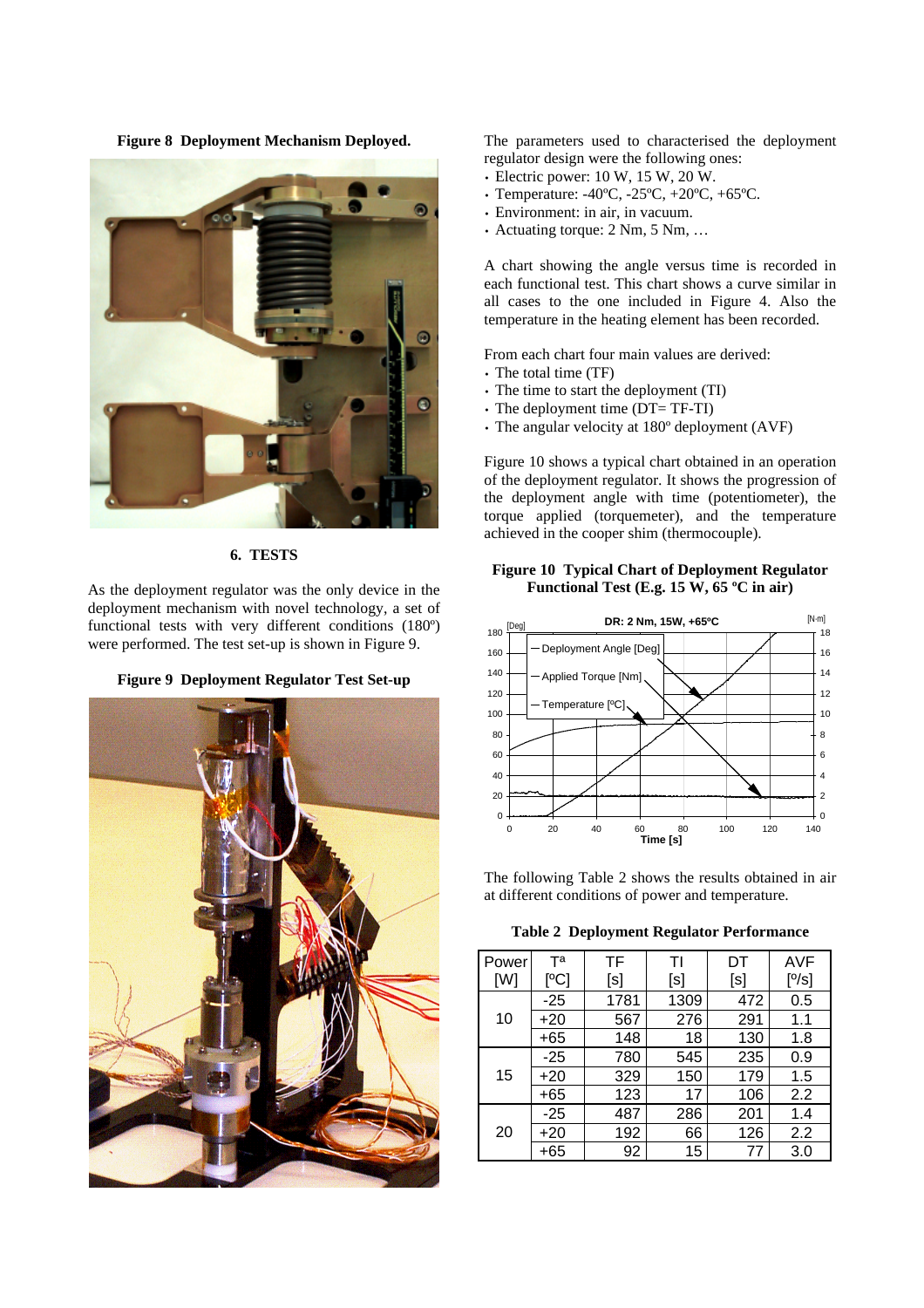**Figure 8 Deployment Mechanism Deployed.**

## 6. TESTS

As the deployment regulator was the only device in the deployment mechanism with novel technology, a set of functional tests with very different conditions (180º) were performed. The test set-up is shown in Figure 9.

**Figure 9 Deployment Regulator Test Set-up**

The parameters used to characterised the deployment regulator design were the following ones:

- Electric power: 10 W, 15 W, 20 W.
- Temperature: -40ºC, -25ºC, +20ºC, +65ºC.
- Environment: in air, in vacuum.
- Actuating torque: 2 Nm, 5 Nm, …

A chart showing the angle versus time is recorded in each functional test. This chart shows a curve similar in all cases to the one included in Figure 4. Also the temperature in the heating element has been recorded.

From each chart four main values are derived:

- The total time (TF)
- The time to start the deployment (TI)
- The deployment time (DT= TF-TI)
- The angular velocity at 180º deployment (AVF)

Figure 10 shows a typical chart obtained in an operation of the deployment regulator. It shows the progression of the deployment angle with time (potentiometer), the torque applied (torquemeter), and the temperature achieved in the cooper shim (thermocouple).

**Figure 10 Typical Chart of Deployment Regulator Functional Test (E.g. 15 W, 65 ºC in air)**

The following Table 2 shows the results obtained in air at different conditions of power and temperature.

**Table 2 Deployment Regulator Performance**

| Power [W] | Tª [ºC] | TF [s] | TI [s] | DT [s] | AVF [º/s] |
|---|---|---|---|---|---|
| 10 | -25 | 1781 | 1309 | 472 | 0.5 |
| | +20 | 567 | 276 | 291 | 1.1 |
| | +65 | 148 | 18 | 130 | 1.8 |
| 15 | -25 | 780 | 545 | 235 | 0.9 |
| | +20 | 329 | 150 | 179 | 1.5 |
| | +65 | 123 | 17 | 106 | 2.2 |
| 20 | -25 | 487 | 286 | 201 | 1.4 |
| | +20 | 192 | 66 | 126 | 2.2 |
| | +65 | 92 | 15 | 77 | 3.0 |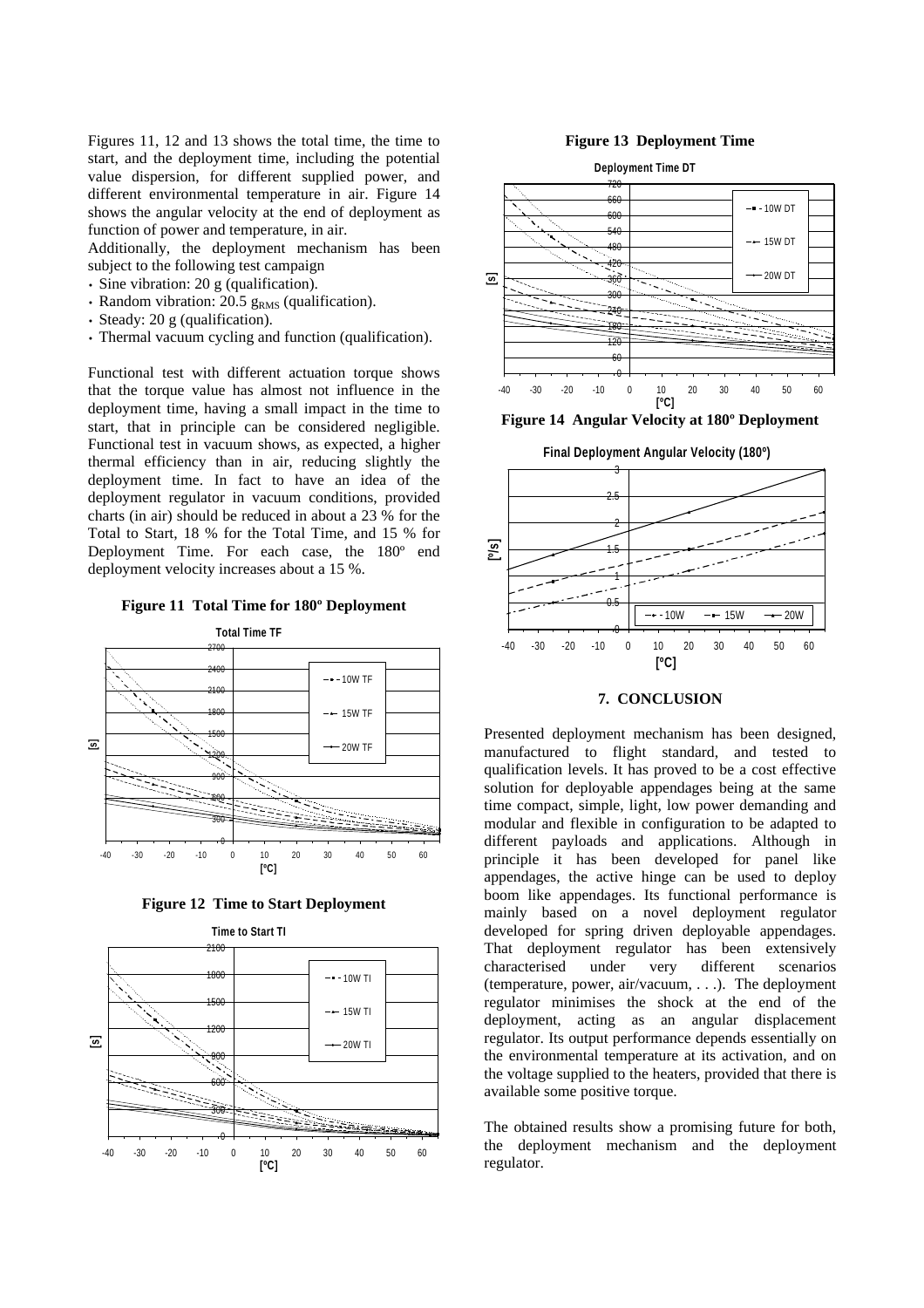Figures 11, 12 and 13 shows the total time, the time to start, and the deployment time, including the potential value dispersion, for different supplied power, and different environmental temperature in air. Figure 14 shows the angular velocity at the end of deployment as function of power and temperature, in air.

Additionally, the deployment mechanism has been subject to the following test campaign

- Sine vibration: 20 g (qualification).
- Random vibration: 20.5 $g_{RMS}$ (qualification).
- Steady: 20 g (qualification).
- Thermal vacuum cycling and function (qualification).

Functional test with different actuation torque shows that the torque value has almost not influence in the deployment time, having a small impact in the time to start, that in principle can be considered negligible. Functional test in vacuum shows, as expected, a higher thermal efficiency than in air, reducing slightly the deployment time. In fact to have an idea of the deployment regulator in vacuum conditions, provided charts (in air) should be reduced in about a 23 % for the Total to Start, 18 % for the Total Time, and 15 % for Deployment Time. For each case, the 180º end deployment velocity increases about a 15 %.

**Figure 11 Total Time for 180º Deployment**

Total Time TF

[s]

2700
2400
2100
1800
1500
1200
900
600
300
0

-40 -30 -20 -10 0 10 20 30 40 50 60

[ºC]

10W TF
15W TF
20W TF

**Figure 12 Time to Start Deployment**

Time to Start TI

[s]

2100
1800
1500
1200
900
600
300
0

-40 -30 -20 -10 0 10 20 30 40 50 60

[ºC]

10W TI
15W TI
20W TI

**Figure 13 Deployment Time**

Deployment Time DT

[s]

720
660
600
540
480
420
360
300
240
180
120
60
0

-40 -30 -20 -10 0 10 20 30 40 50 60

[ºC]

10W DT
15W DT
20W DT

**Figure 14 Angular Velocity at 180º Deployment**

Final Deployment Angular Velocity (180º)

[º/s]

3
2.5
2
1.5
1
0.5
0

-40 -30 -20 -10 0 10 20 30 40 50 60

[ºC]

10W
15W
20W

## 7. CONCLUSION

Presented deployment mechanism has been designed, manufactured to flight standard, and tested to qualification levels. It has proved to be a cost effective solution for deployable appendages being at the same time compact, simple, light, low power demanding and modular and flexible in configuration to be adapted to different payloads and applications. Although in principle it has been developed for panel like appendages, the active hinge can be used to deploy boom like appendages. Its functional performance is mainly based on a novel deployment regulator developed for spring driven deployable appendages. That deployment regulator has been extensively characterised under very different scenarios (temperature, power, air/vacuum, . . .). The deployment regulator minimises the shock at the end of the deployment, acting as an angular displacement regulator. Its output performance depends essentially on the environmental temperature at its activation, and on the voltage supplied to the heaters, provided that there is available some positive torque.

The obtained results show a promising future for both, the deployment mechanism and the deployment regulator.